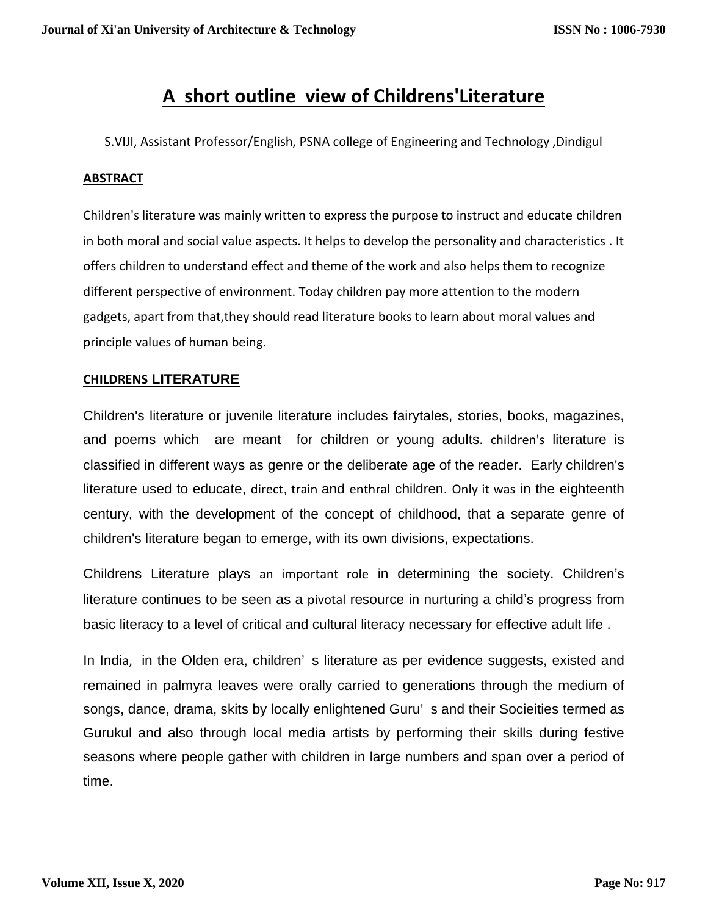# A short outline view of Childrens'Literature

S.VIJI, Assistant Professor/English, PSNA college of Engineering and Technology ,Dindigul

## ABSTRACT

Children's literature was mainly written to express the purpose to instruct and educate children in both moral and social value aspects. It helps to develop the personality and characteristics . It offers children to understand effect and theme of the work and also helps them to recognize different perspective of environment. Today children pay more attention to the modern gadgets, apart from that,they should read literature books to learn about moral values and principle values of human being.

## CHILDRENS LITERATURE

Children's literature or juvenile literature includes fairytales, stories, books, magazines, and poems which are meant for children or young adults. children's literature is classified in different ways as genre or the deliberate age of the reader. Early children's literature used to educate, direct, train and enthral children. Only it was in the eighteenth century, with the development of the concept of childhood, that a separate genre of children's literature began to emerge, with its own divisions, expectations.

Childrens Literature plays an important role in determining the society. Children's literature continues to be seen as a pivotal resource in nurturing a child's progress from basic literacy to a level of critical and cultural literacy necessary for effective adult life .

In India, in the Olden era, children' s literature as per evidence suggests, existed and remained in palmyra leaves were orally carried to generations through the medium of songs, dance, drama, skits by locally enlightened Guru' s and their Socieities termed as Gurukul and also through local media artists by performing their skills during festive seasons where people gather with children in large numbers and span over a period of time.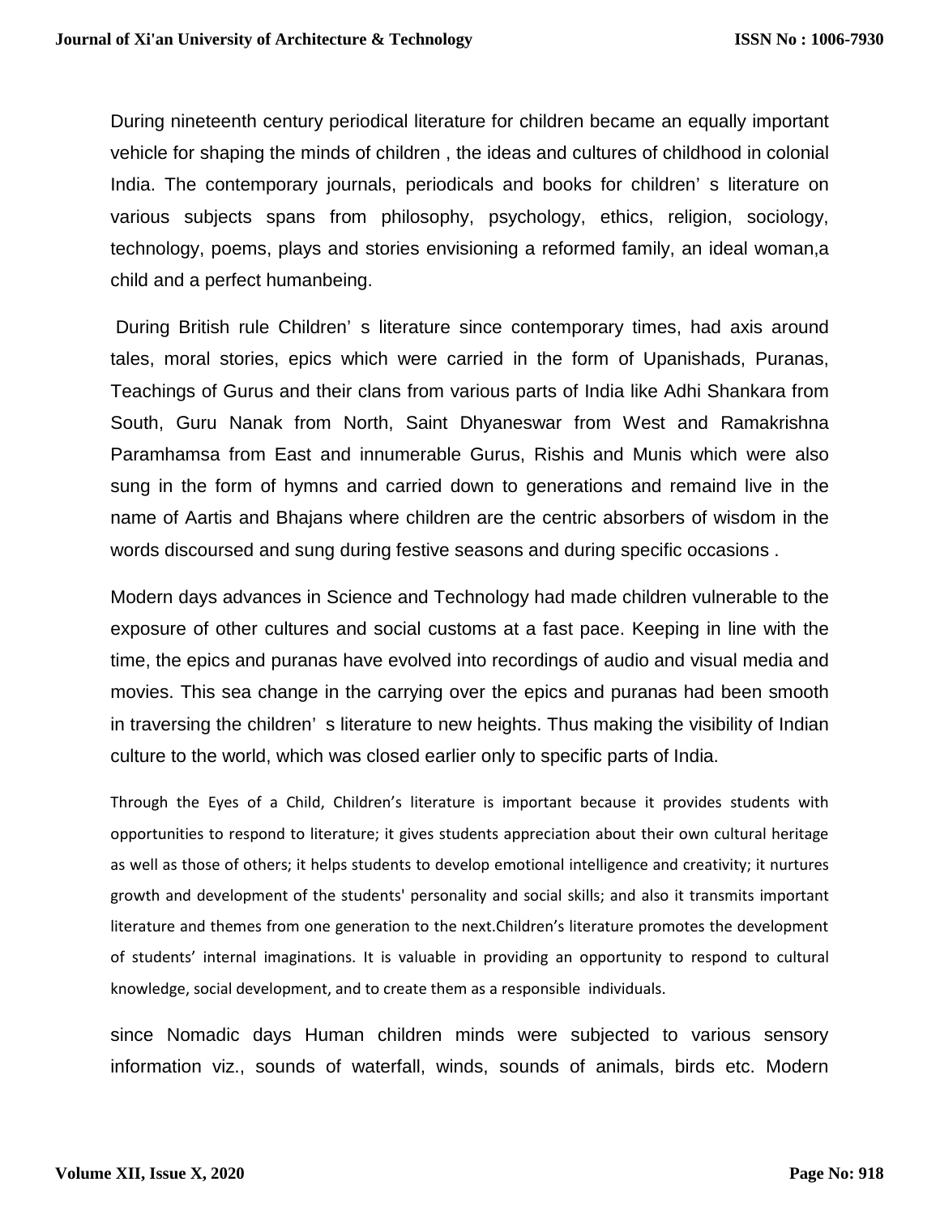During nineteenth century periodical literature for children became an equally important vehicle for shaping the minds of children , the ideas and cultures of childhood in colonial India. The contemporary journals, periodicals and books for children' s literature on various subjects spans from philosophy, psychology, ethics, religion, sociology, technology, poems, plays and stories envisioning a reformed family, an ideal woman,a child and a perfect humanbeing.

During British rule Children' s literature since contemporary times, had axis around tales, moral stories, epics which were carried in the form of Upanishads, Puranas, Teachings of Gurus and their clans from various parts of India like Adhi Shankara from South, Guru Nanak from North, Saint Dhyaneswar from West and Ramakrishna Paramhamsa from East and innumerable Gurus, Rishis and Munis which were also sung in the form of hymns and carried down to generations and remaind live in the name of Aartis and Bhajans where children are the centric absorbers of wisdom in the words discoursed and sung during festive seasons and during specific occasions .

Modern days advances in Science and Technology had made children vulnerable to the exposure of other cultures and social customs at a fast pace. Keeping in line with the time, the epics and puranas have evolved into recordings of audio and visual media and movies. This sea change in the carrying over the epics and puranas had been smooth in traversing the children' s literature to new heights. Thus making the visibility of Indian culture to the world, which was closed earlier only to specific parts of India.

Through the Eyes of a Child, Children's literature is important because it provides students with opportunities to respond to literature; it gives students appreciation about their own cultural heritage as well as those of others; it helps students to develop emotional intelligence and creativity; it nurtures growth and development of the students' personality and social skills; and also it transmits important literature and themes from one generation to the next.Children's literature promotes the development of students' internal imaginations. It is valuable in providing an opportunity to respond to cultural knowledge, social development, and to create them as a responsible individuals.

since Nomadic days Human children minds were subjected to various sensory information viz., sounds of waterfall, winds, sounds of animals, birds etc. Modern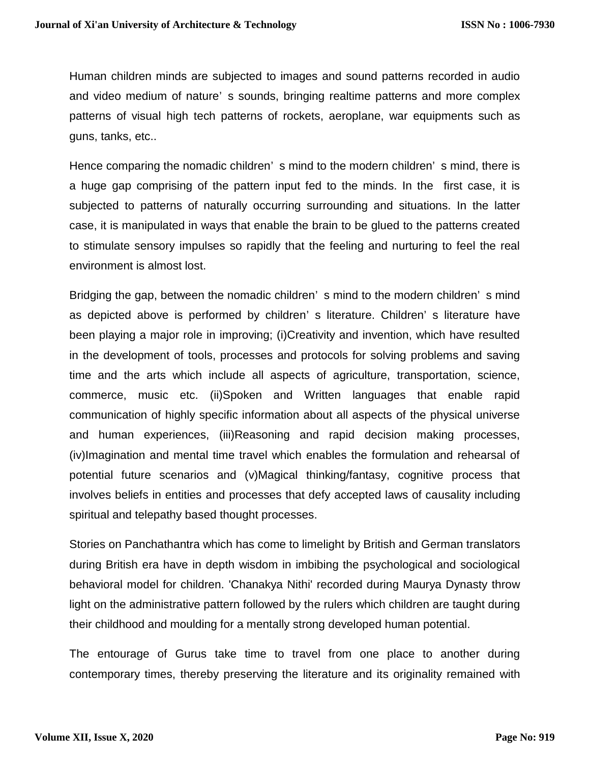Human children minds are subjected to images and sound patterns recorded in audio and video medium of nature' s sounds, bringing realtime patterns and more complex patterns of visual high tech patterns of rockets, aeroplane, war equipments such as guns, tanks, etc..

Hence comparing the nomadic children' s mind to the modern children' s mind, there is a huge gap comprising of the pattern input fed to the minds. In the first case, it is subjected to patterns of naturally occurring surrounding and situations. In the latter case, it is manipulated in ways that enable the brain to be glued to the patterns created to stimulate sensory impulses so rapidly that the feeling and nurturing to feel the real environment is almost lost.

Bridging the gap, between the nomadic children' s mind to the modern children' s mind as depicted above is performed by children' s literature. Children' s literature have been playing a major role in improving; (i)Creativity and invention, which have resulted in the development of tools, processes and protocols for solving problems and saving time and the arts which include all aspects of agriculture, transportation, science, commerce, music etc. (ii)Spoken and Written languages that enable rapid communication of highly specific information about all aspects of the physical universe and human experiences, (iii)Reasoning and rapid decision making processes, (iv)Imagination and mental time travel which enables the formulation and rehearsal of potential future scenarios and (v)Magical thinking/fantasy, cognitive process that involves beliefs in entities and processes that defy accepted laws of causality including spiritual and telepathy based thought processes.

Stories on Panchathantra which has come to limelight by British and German translators during British era have in depth wisdom in imbibing the psychological and sociological behavioral model for children. 'Chanakya Nithi' recorded during Maurya Dynasty throw light on the administrative pattern followed by the rulers which children are taught during their childhood and moulding for a mentally strong developed human potential.

The entourage of Gurus take time to travel from one place to another during contemporary times, thereby preserving the literature and its originality remained with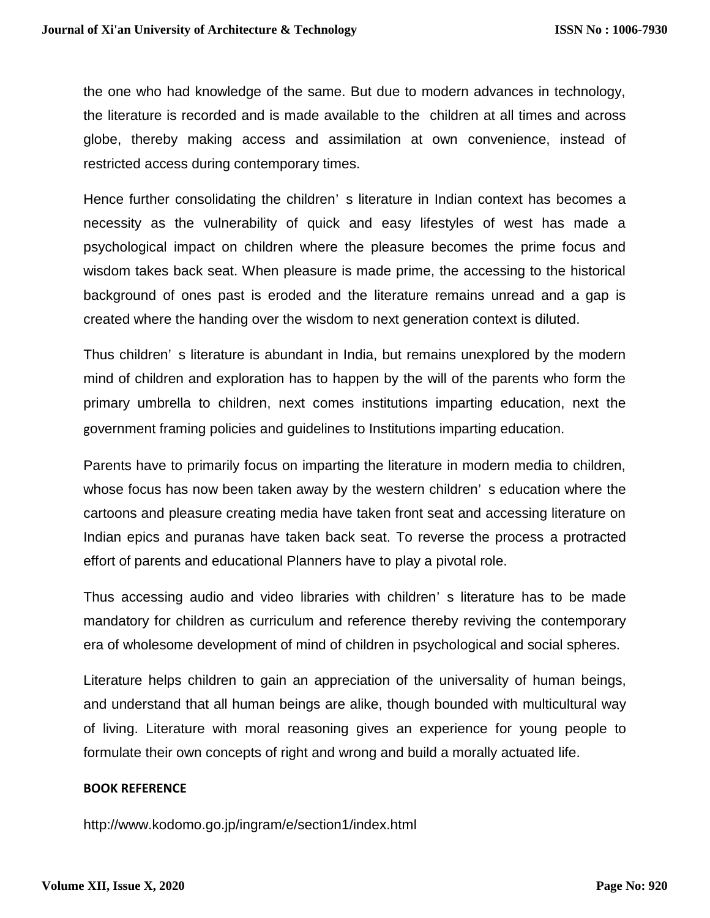the one who had knowledge of the same. But due to modern advances in technology, the literature is recorded and is made available to the children at all times and across globe, thereby making access and assimilation at own convenience, instead of restricted access during contemporary times.

Hence further consolidating the children's literature in Indian context has becomes a necessity as the vulnerability of quick and easy lifestyles of west has made a psychological impact on children where the pleasure becomes the prime focus and wisdom takes back seat. When pleasure is made prime, the accessing to the historical background of ones past is eroded and the literature remains unread and a gap is created where the handing over the wisdom to next generation context is diluted.

Thus children's literature is abundant in India, but remains unexplored by the modern mind of children and exploration has to happen by the will of the parents who form the primary umbrella to children, next comes institutions imparting education, next the government framing policies and guidelines to Institutions imparting education.

Parents have to primarily focus on imparting the literature in modern media to children, whose focus has now been taken away by the western children's education where the cartoons and pleasure creating media have taken front seat and accessing literature on Indian epics and puranas have taken back seat. To reverse the process a protracted effort of parents and educational Planners have to play a pivotal role.

Thus accessing audio and video libraries with children's literature has to be made mandatory for children as curriculum and reference thereby reviving the contemporary era of wholesome development of mind of children in psychological and social spheres.

Literature helps children to gain an appreciation of the universality of human beings, and understand that all human beings are alike, though bounded with multicultural way of living. Literature with moral reasoning gives an experience for young people to formulate their own concepts of right and wrong and build a morally actuated life.

**BOOK REFERENCE**

http://www.kodomo.go.jp/ingram/e/section1/index.html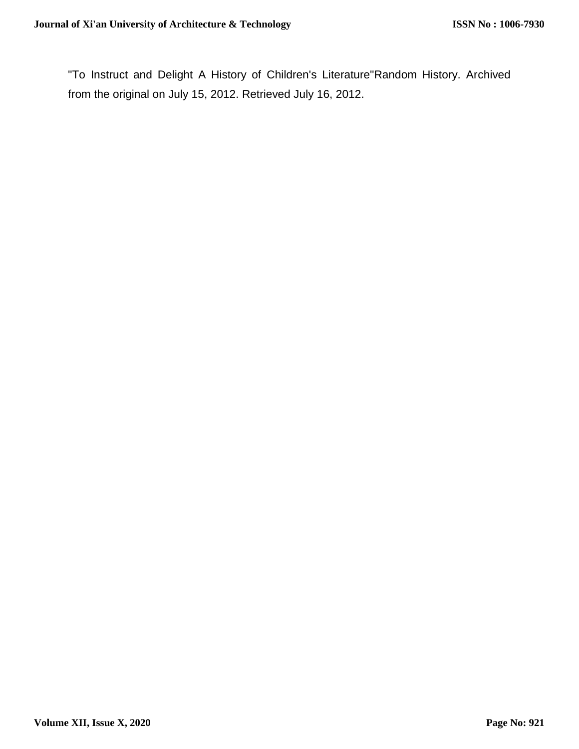"To Instruct and Delight A History of Children's Literature"Random History. Archived from the original on July 15, 2012. Retrieved July 16, 2012.